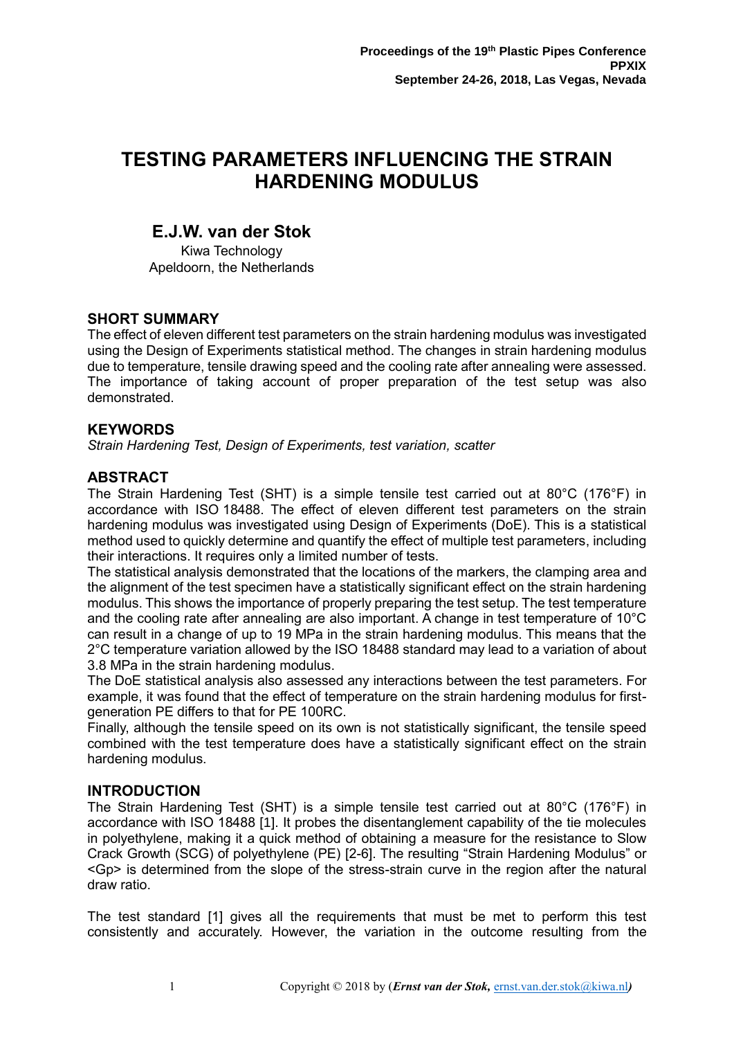Proceedings of the 19th Plastic Pipes Conference
PPXIX
September 24-26, 2018, Las Vegas, Nevada

# TESTING PARAMETERS INFLUENCING THE STRAIN HARDENING MODULUS

## E.J.W. van der Stok

Kiwa Technology
Apeldoorn, the Netherlands

### SHORT SUMMARY

The effect of eleven different test parameters on the strain hardening modulus was investigated using the Design of Experiments statistical method. The changes in strain hardening modulus due to temperature, tensile drawing speed and the cooling rate after annealing were assessed. The importance of taking account of proper preparation of the test setup was also demonstrated.

### KEYWORDS

*Strain Hardening Test, Design of Experiments, test variation, scatter*

### ABSTRACT

The Strain Hardening Test (SHT) is a simple tensile test carried out at 80°C (176°F) in accordance with ISO 18488. The effect of eleven different test parameters on the strain hardening modulus was investigated using Design of Experiments (DoE). This is a statistical method used to quickly determine and quantify the effect of multiple test parameters, including their interactions. It requires only a limited number of tests.

The statistical analysis demonstrated that the locations of the markers, the clamping area and the alignment of the test specimen have a statistically significant effect on the strain hardening modulus. This shows the importance of properly preparing the test setup. The test temperature and the cooling rate after annealing are also important. A change in test temperature of 10°C can result in a change of up to 19 MPa in the strain hardening modulus. This means that the 2°C temperature variation allowed by the ISO 18488 standard may lead to a variation of about 3.8 MPa in the strain hardening modulus.

The DoE statistical analysis also assessed any interactions between the test parameters. For example, it was found that the effect of temperature on the strain hardening modulus for first-generation PE differs to that for PE 100RC.

Finally, although the tensile speed on its own is not statistically significant, the tensile speed combined with the test temperature does have a statistically significant effect on the strain hardening modulus.

### INTRODUCTION

The Strain Hardening Test (SHT) is a simple tensile test carried out at 80°C (176°F) in accordance with ISO 18488 [1]. It probes the disentanglement capability of the tie molecules in polyethylene, making it a quick method of obtaining a measure for the resistance to Slow Crack Growth (SCG) of polyethylene (PE) [2-6]. The resulting "Strain Hardening Modulus" or <Gp> is determined from the slope of the stress-strain curve in the region after the natural draw ratio.

The test standard [1] gives all the requirements that must be met to perform this test consistently and accurately. However, the variation in the outcome resulting from the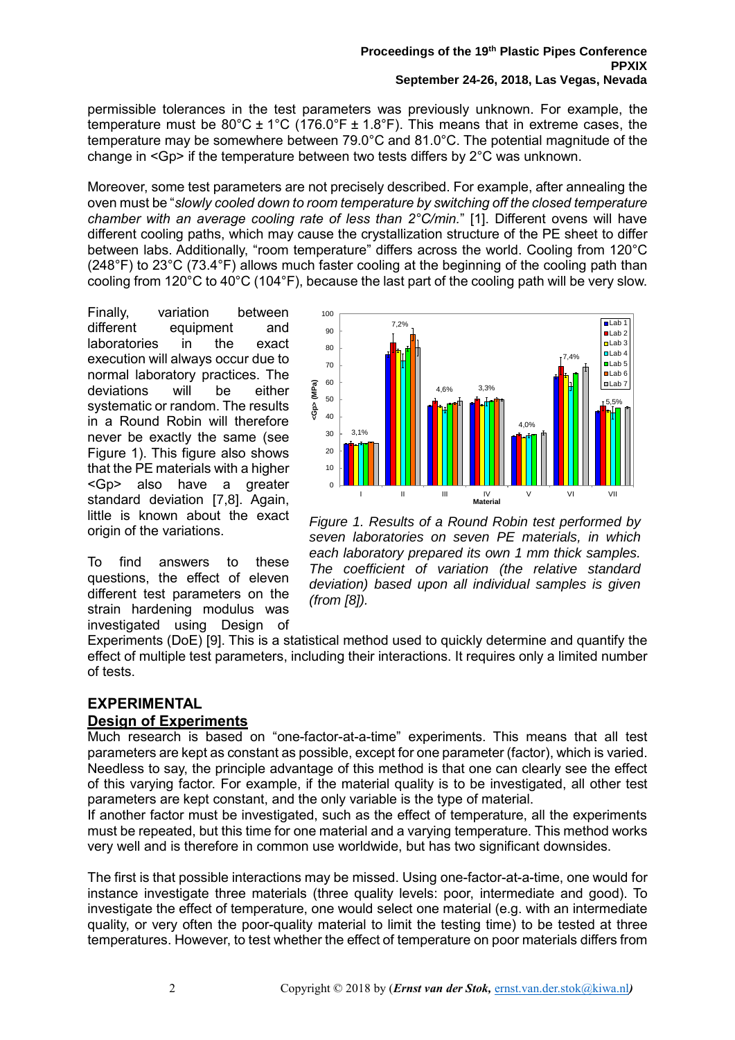permissible tolerances in the test parameters was previously unknown. For example, the temperature must be 80°C ± 1°C (176.0°F ± 1.8°F). This means that in extreme cases, the temperature may be somewhere between 79.0°C and 81.0°C. The potential magnitude of the change in <Gp> if the temperature between two tests differs by 2°C was unknown.

Moreover, some test parameters are not precisely described. For example, after annealing the oven must be "*slowly cooled down to room temperature by switching off the closed temperature chamber with an average cooling rate of less than 2°C/min.*" [1]. Different ovens will have different cooling paths, which may cause the crystallization structure of the PE sheet to differ between labs. Additionally, "room temperature" differs across the world. Cooling from 120°C (248°F) to 23°C (73.4°F) allows much faster cooling at the beginning of the cooling path than cooling from 120°C to 40°C (104°F), because the last part of the cooling path will be very slow.

Finally, variation between different equipment and laboratories in the exact execution will always occur due to normal laboratory practices. The deviations will be either systematic or random. The results in a Round Robin will therefore never be exactly the same (see Figure 1). This figure also shows that the PE materials with a higher <Gp> also have a greater standard deviation [7,8]. Again, little is known about the exact origin of the variations.

*Figure 1. Results of a Round Robin test performed by seven laboratories on seven PE materials, in which each laboratory prepared its own 1 mm thick samples. The coefficient of variation (the relative standard deviation) based upon all individual samples is given (from [8]).*

To find answers to these questions, the effect of eleven different test parameters on the strain hardening modulus was investigated using Design of Experiments (DoE) [9]. This is a statistical method used to quickly determine and quantify the effect of multiple test parameters, including their interactions. It requires only a limited number of tests.

## EXPERIMENTAL

### Design of Experiments

Much research is based on "one-factor-at-a-time" experiments. This means that all test parameters are kept as constant as possible, except for one parameter (factor), which is varied. Needless to say, the principle advantage of this method is that one can clearly see the effect of this varying factor. For example, if the material quality is to be investigated, all other test parameters are kept constant, and the only variable is the type of material.

If another factor must be investigated, such as the effect of temperature, all the experiments must be repeated, but this time for one material and a varying temperature. This method works very well and is therefore in common use worldwide, but has two significant downsides.

The first is that possible interactions may be missed. Using one-factor-at-a-time, one would for instance investigate three materials (three quality levels: poor, intermediate and good). To investigate the effect of temperature, one would select one material (e.g. with an intermediate quality, or very often the poor-quality material to limit the testing time) to be tested at three temperatures. However, to test whether the effect of temperature on poor materials differs from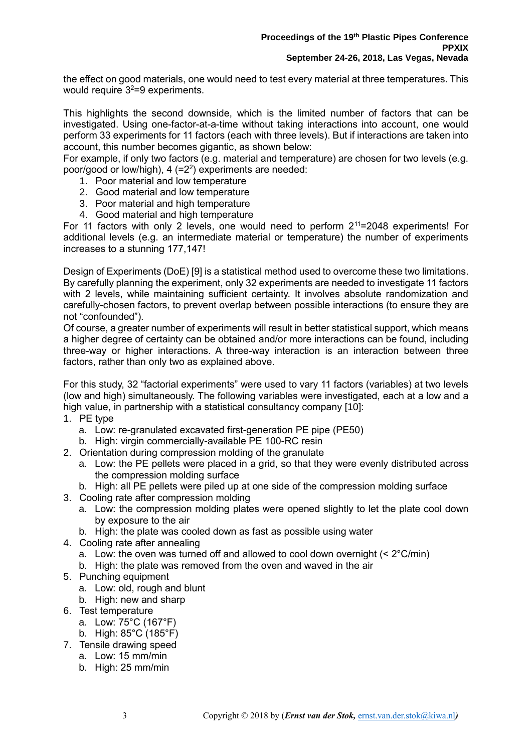the effect on good materials, one would need to test every material at three temperatures. This would require $3^2$=9 experiments.

This highlights the second downside, which is the limited number of factors that can be investigated. Using one-factor-at-a-time without taking interactions into account, one would perform 33 experiments for 11 factors (each with three levels). But if interactions are taken into account, this number becomes gigantic, as shown below:
For example, if only two factors (e.g. material and temperature) are chosen for two levels (e.g. poor/good or low/high), 4 (=$2^2$) experiments are needed:

1. Poor material and low temperature
2. Good material and low temperature
3. Poor material and high temperature
4. Good material and high temperature

For 11 factors with only 2 levels, one would need to perform $2^{11}$=2048 experiments! For additional levels (e.g. an intermediate material or temperature) the number of experiments increases to a stunning 177,147!

Design of Experiments (DoE) [9] is a statistical method used to overcome these two limitations. By carefully planning the experiment, only 32 experiments are needed to investigate 11 factors with 2 levels, while maintaining sufficient certainty. It involves absolute randomization and carefully-chosen factors, to prevent overlap between possible interactions (to ensure they are not "confounded").
Of course, a greater number of experiments will result in better statistical support, which means a higher degree of certainty can be obtained and/or more interactions can be found, including three-way or higher interactions. A three-way interaction is an interaction between three factors, rather than only two as explained above.

For this study, 32 "factorial experiments" were used to vary 11 factors (variables) at two levels (low and high) simultaneously. The following variables were investigated, each at a low and a high value, in partnership with a statistical consultancy company [10]:

1. PE type
   a. Low: re-granulated excavated first-generation PE pipe (PE50)
   b. High: virgin commercially-available PE 100-RC resin
2. Orientation during compression molding of the granulate
   a. Low: the PE pellets were placed in a grid, so that they were evenly distributed across the compression molding surface
   b. High: all PE pellets were piled up at one side of the compression molding surface
3. Cooling rate after compression molding
   a. Low: the compression molding plates were opened slightly to let the plate cool down by exposure to the air
   b. High: the plate was cooled down as fast as possible using water
4. Cooling rate after annealing
   a. Low: the oven was turned off and allowed to cool down overnight (< 2°C/min)
   b. High: the plate was removed from the oven and waved in the air
5. Punching equipment
   a. Low: old, rough and blunt
   b. High: new and sharp
6. Test temperature
   a. Low: 75°C (167°F)
   b. High: 85°C (185°F)
7. Tensile drawing speed
   a. Low: 15 mm/min
   b. High: 25 mm/min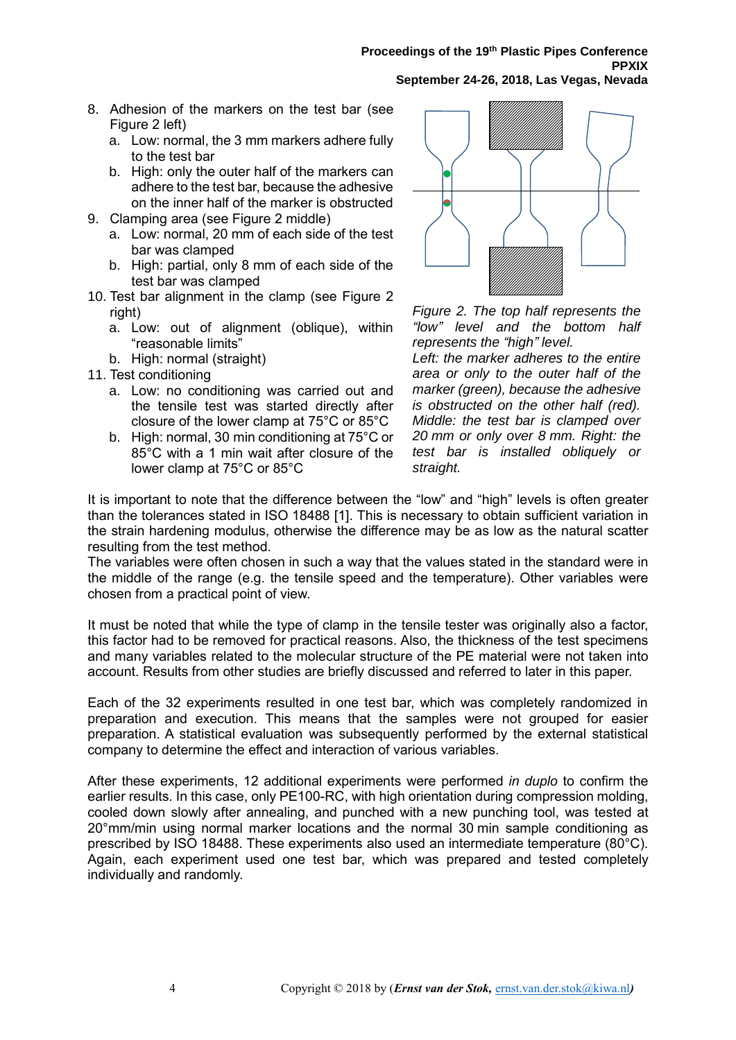8. Adhesion of the markers on the test bar (see Figure 2 left)
   a. Low: normal, the 3 mm markers adhere fully to the test bar
   b. High: only the outer half of the markers can adhere to the test bar, because the adhesive on the inner half of the marker is obstructed
9. Clamping area (see Figure 2 middle)
   a. Low: normal, 20 mm of each side of the test bar was clamped
   b. High: partial, only 8 mm of each side of the test bar was clamped
10. Test bar alignment in the clamp (see Figure 2 right)
    a. Low: out of alignment (oblique), within "reasonable limits"
    b. High: normal (straight)
11. Test conditioning
    a. Low: no conditioning was carried out and the tensile test was started directly after closure of the lower clamp at 75°C or 85°C
    b. High: normal, 30 min conditioning at 75°C or 85°C with a 1 min wait after closure of the lower clamp at 75°C or 85°C

*Figure 2. The top half represents the "low" level and the bottom half represents the "high" level. Left: the marker adheres to the entire area or only to the outer half of the marker (green), because the adhesive is obstructed on the other half (red). Middle: the test bar is clamped over 20 mm or only over 8 mm. Right: the test bar is installed obliquely or straight.*

It is important to note that the difference between the "low" and "high" levels is often greater than the tolerances stated in ISO 18488 [1]. This is necessary to obtain sufficient variation in the strain hardening modulus, otherwise the difference may be as low as the natural scatter resulting from the test method.
The variables were often chosen in such a way that the values stated in the standard were in the middle of the range (e.g. the tensile speed and the temperature). Other variables were chosen from a practical point of view.

It must be noted that while the type of clamp in the tensile tester was originally also a factor, this factor had to be removed for practical reasons. Also, the thickness of the test specimens and many variables related to the molecular structure of the PE material were not taken into account. Results from other studies are briefly discussed and referred to later in this paper.

Each of the 32 experiments resulted in one test bar, which was completely randomized in preparation and execution. This means that the samples were not grouped for easier preparation. A statistical evaluation was subsequently performed by the external statistical company to determine the effect and interaction of various variables.

After these experiments, 12 additional experiments were performed *in duplo* to confirm the earlier results. In this case, only PE100-RC, with high orientation during compression molding, cooled down slowly after annealing, and punched with a new punching tool, was tested at 20°mm/min using normal marker locations and the normal 30 min sample conditioning as prescribed by ISO 18488. These experiments also used an intermediate temperature (80°C). Again, each experiment used one test bar, which was prepared and tested completely individually and randomly.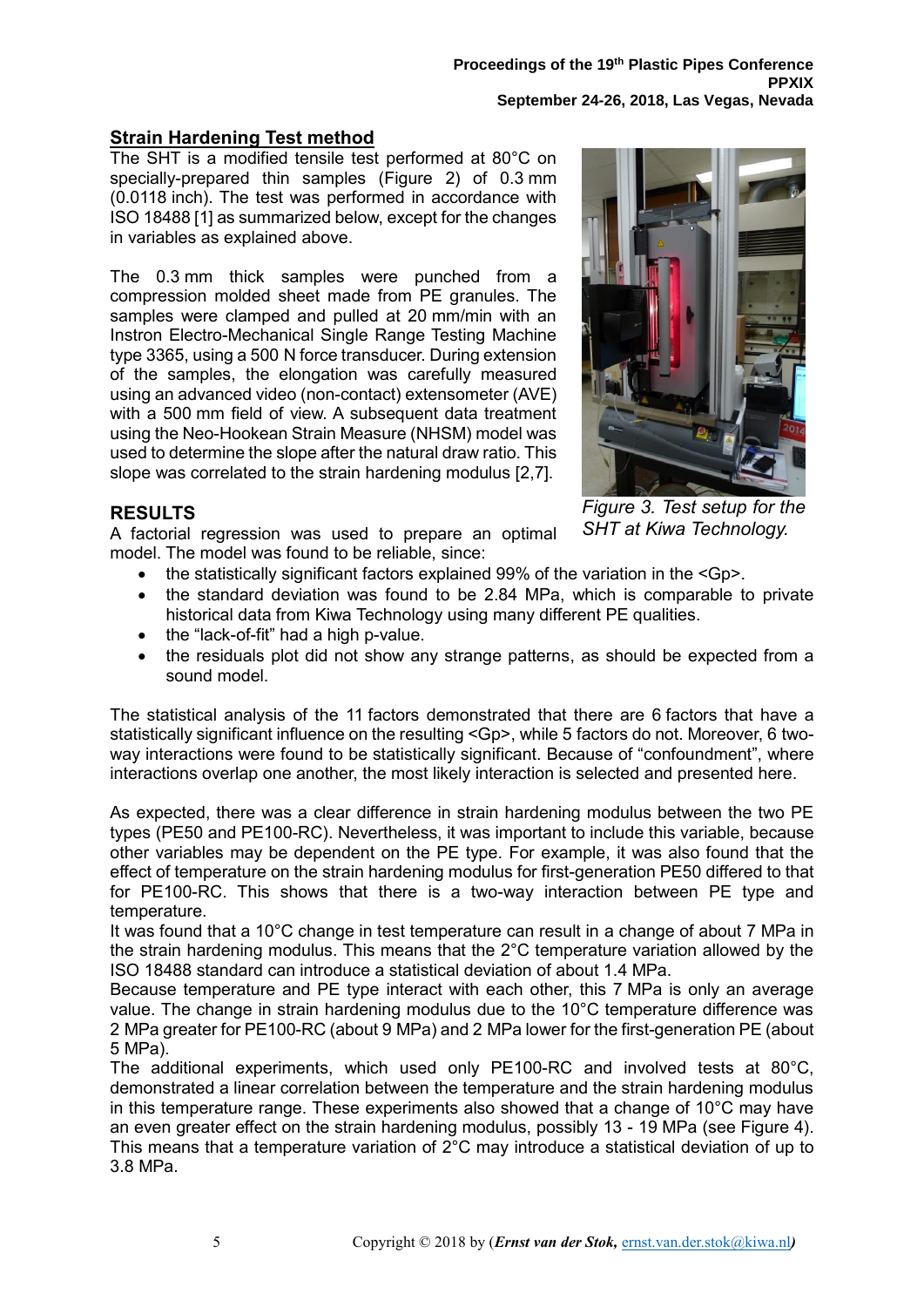## Strain Hardening Test method

The SHT is a modified tensile test performed at 80°C on specially-prepared thin samples (Figure 2) of 0.3 mm (0.0118 inch). The test was performed in accordance with ISO 18488 [1] as summarized below, except for the changes in variables as explained above.

The 0.3 mm thick samples were punched from a compression molded sheet made from PE granules. The samples were clamped and pulled at 20 mm/min with an Instron Electro-Mechanical Single Range Testing Machine type 3365, using a 500 N force transducer. During extension of the samples, the elongation was carefully measured using an advanced video (non-contact) extensometer (AVE) with a 500 mm field of view. A subsequent data treatment using the Neo-Hookean Strain Measure (NHSM) model was used to determine the slope after the natural draw ratio. This slope was correlated to the strain hardening modulus [2,7].

*Figure 3. Test setup for the SHT at Kiwa Technology.*

## RESULTS

A factorial regression was used to prepare an optimal model. The model was found to be reliable, since:

- the statistically significant factors explained 99% of the variation in the <Gp>.
- the standard deviation was found to be 2.84 MPa, which is comparable to private historical data from Kiwa Technology using many different PE qualities.
- the "lack-of-fit" had a high p-value.
- the residuals plot did not show any strange patterns, as should be expected from a sound model.

The statistical analysis of the 11 factors demonstrated that there are 6 factors that have a statistically significant influence on the resulting <Gp>, while 5 factors do not. Moreover, 6 two-way interactions were found to be statistically significant. Because of "confoundment", where interactions overlap one another, the most likely interaction is selected and presented here.

As expected, there was a clear difference in strain hardening modulus between the two PE types (PE50 and PE100-RC). Nevertheless, it was important to include this variable, because other variables may be dependent on the PE type. For example, it was also found that the effect of temperature on the strain hardening modulus for first-generation PE50 differed to that for PE100-RC. This shows that there is a two-way interaction between PE type and temperature.

It was found that a 10°C change in test temperature can result in a change of about 7 MPa in the strain hardening modulus. This means that the 2°C temperature variation allowed by the ISO 18488 standard can introduce a statistical deviation of about 1.4 MPa.

Because temperature and PE type interact with each other, this 7 MPa is only an average value. The change in strain hardening modulus due to the 10°C temperature difference was 2 MPa greater for PE100-RC (about 9 MPa) and 2 MPa lower for the first-generation PE (about 5 MPa).

The additional experiments, which used only PE100-RC and involved tests at 80°C, demonstrated a linear correlation between the temperature and the strain hardening modulus in this temperature range. These experiments also showed that a change of 10°C may have an even greater effect on the strain hardening modulus, possibly 13 - 19 MPa (see Figure 4). This means that a temperature variation of 2°C may introduce a statistical deviation of up to 3.8 MPa.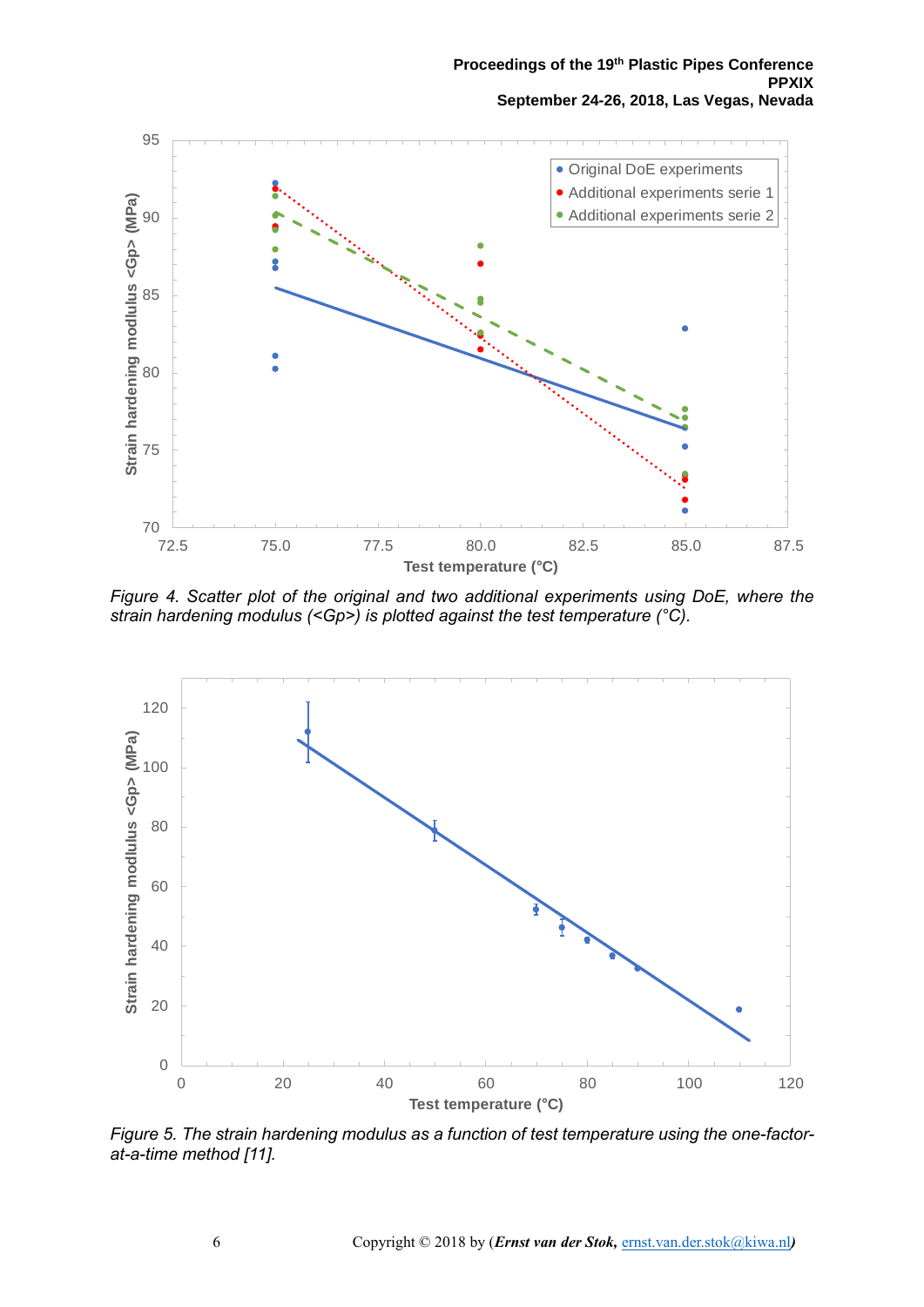*Figure 4. Scatter plot of the original and two additional experiments using DoE, where the strain hardening modulus (<Gp>) is plotted against the test temperature (°C).*

*Figure 5. The strain hardening modulus as a function of test temperature using the one-factor-at-a-time method [11].*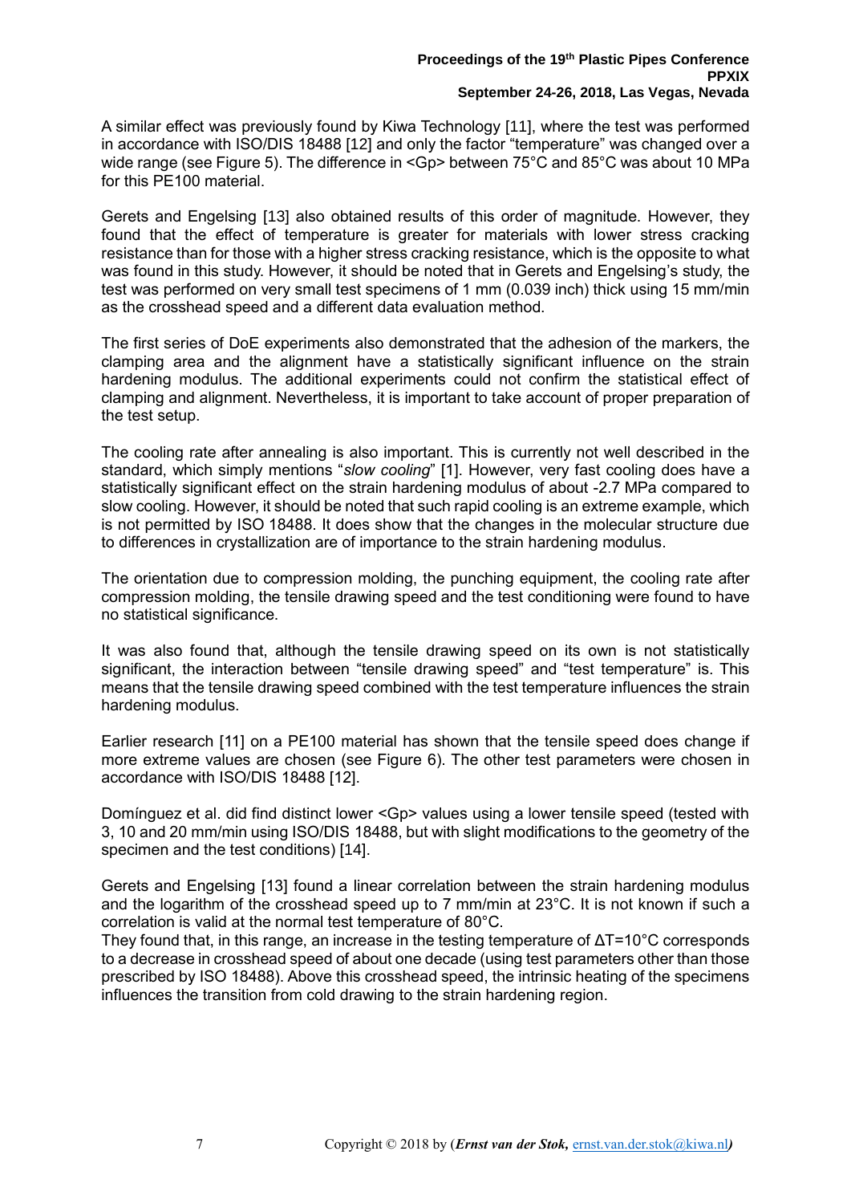A similar effect was previously found by Kiwa Technology [11], where the test was performed in accordance with ISO/DIS 18488 [12] and only the factor "temperature" was changed over a wide range (see Figure 5). The difference in <Gp> between 75°C and 85°C was about 10 MPa for this PE100 material.

Gerets and Engelsing [13] also obtained results of this order of magnitude. However, they found that the effect of temperature is greater for materials with lower stress cracking resistance than for those with a higher stress cracking resistance, which is the opposite to what was found in this study. However, it should be noted that in Gerets and Engelsing's study, the test was performed on very small test specimens of 1 mm (0.039 inch) thick using 15 mm/min as the crosshead speed and a different data evaluation method.

The first series of DoE experiments also demonstrated that the adhesion of the markers, the clamping area and the alignment have a statistically significant influence on the strain hardening modulus. The additional experiments could not confirm the statistical effect of clamping and alignment. Nevertheless, it is important to take account of proper preparation of the test setup.

The cooling rate after annealing is also important. This is currently not well described in the standard, which simply mentions "*slow cooling*" [1]. However, very fast cooling does have a statistically significant effect on the strain hardening modulus of about -2.7 MPa compared to slow cooling. However, it should be noted that such rapid cooling is an extreme example, which is not permitted by ISO 18488. It does show that the changes in the molecular structure due to differences in crystallization are of importance to the strain hardening modulus.

The orientation due to compression molding, the punching equipment, the cooling rate after compression molding, the tensile drawing speed and the test conditioning were found to have no statistical significance.

It was also found that, although the tensile drawing speed on its own is not statistically significant, the interaction between "tensile drawing speed" and "test temperature" is. This means that the tensile drawing speed combined with the test temperature influences the strain hardening modulus.

Earlier research [11] on a PE100 material has shown that the tensile speed does change if more extreme values are chosen (see Figure 6). The other test parameters were chosen in accordance with ISO/DIS 18488 [12].

Domínguez et al. did find distinct lower <Gp> values using a lower tensile speed (tested with 3, 10 and 20 mm/min using ISO/DIS 18488, but with slight modifications to the geometry of the specimen and the test conditions) [14].

Gerets and Engelsing [13] found a linear correlation between the strain hardening modulus and the logarithm of the crosshead speed up to 7 mm/min at 23°C. It is not known if such a correlation is valid at the normal test temperature of 80°C.
They found that, in this range, an increase in the testing temperature of $\Delta T$=10°C corresponds to a decrease in crosshead speed of about one decade (using test parameters other than those prescribed by ISO 18488). Above this crosshead speed, the intrinsic heating of the specimens influences the transition from cold drawing to the strain hardening region.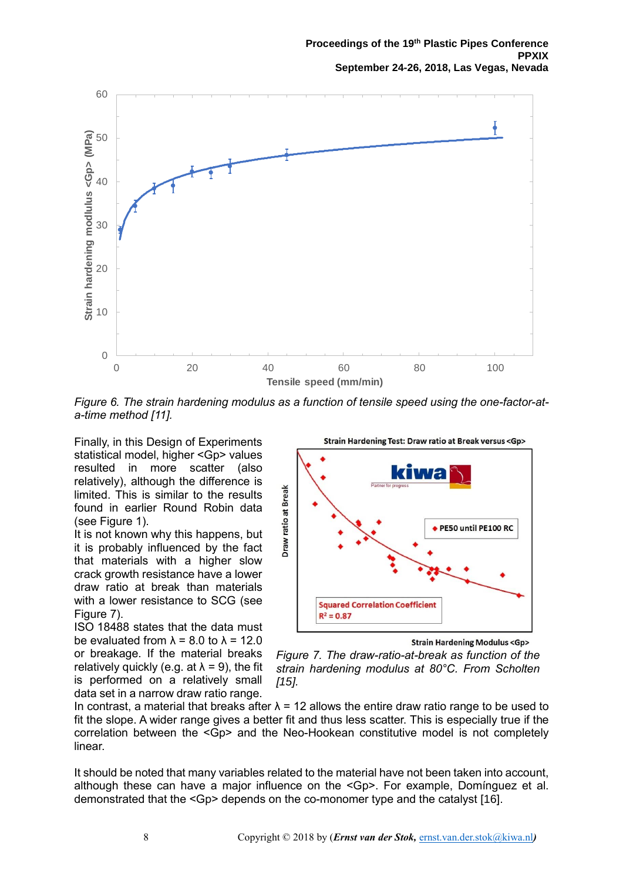*Figure 6. The strain hardening modulus as a function of tensile speed using the one-factor-at-a-time method [11].*

Finally, in this Design of Experiments statistical model, higher <Gp> values resulted in more scatter (also relatively), although the difference is limited. This is similar to the results found in earlier Round Robin data (see Figure 1).

It is not known why this happens, but it is probably influenced by the fact that materials with a higher slow crack growth resistance have a lower draw ratio at break than materials with a lower resistance to SCG (see Figure 7).

ISO 18488 states that the data must be evaluated from λ = 8.0 to λ = 12.0 or breakage. If the material breaks relatively quickly (e.g. at λ = 9), the fit is performed on a relatively small data set in a narrow draw ratio range. In contrast, a material that breaks after λ = 12 allows the entire draw ratio range to be used to fit the slope. A wider range gives a better fit and thus less scatter. This is especially true if the correlation between the <Gp> and the Neo-Hookean constitutive model is not completely linear.

*Figure 7. The draw-ratio-at-break as function of the strain hardening modulus at 80°C. From Scholten [15].*

It should be noted that many variables related to the material have not been taken into account, although these can have a major influence on the <Gp>. For example, Domínguez et al. demonstrated that the <Gp> depends on the co-monomer type and the catalyst [16].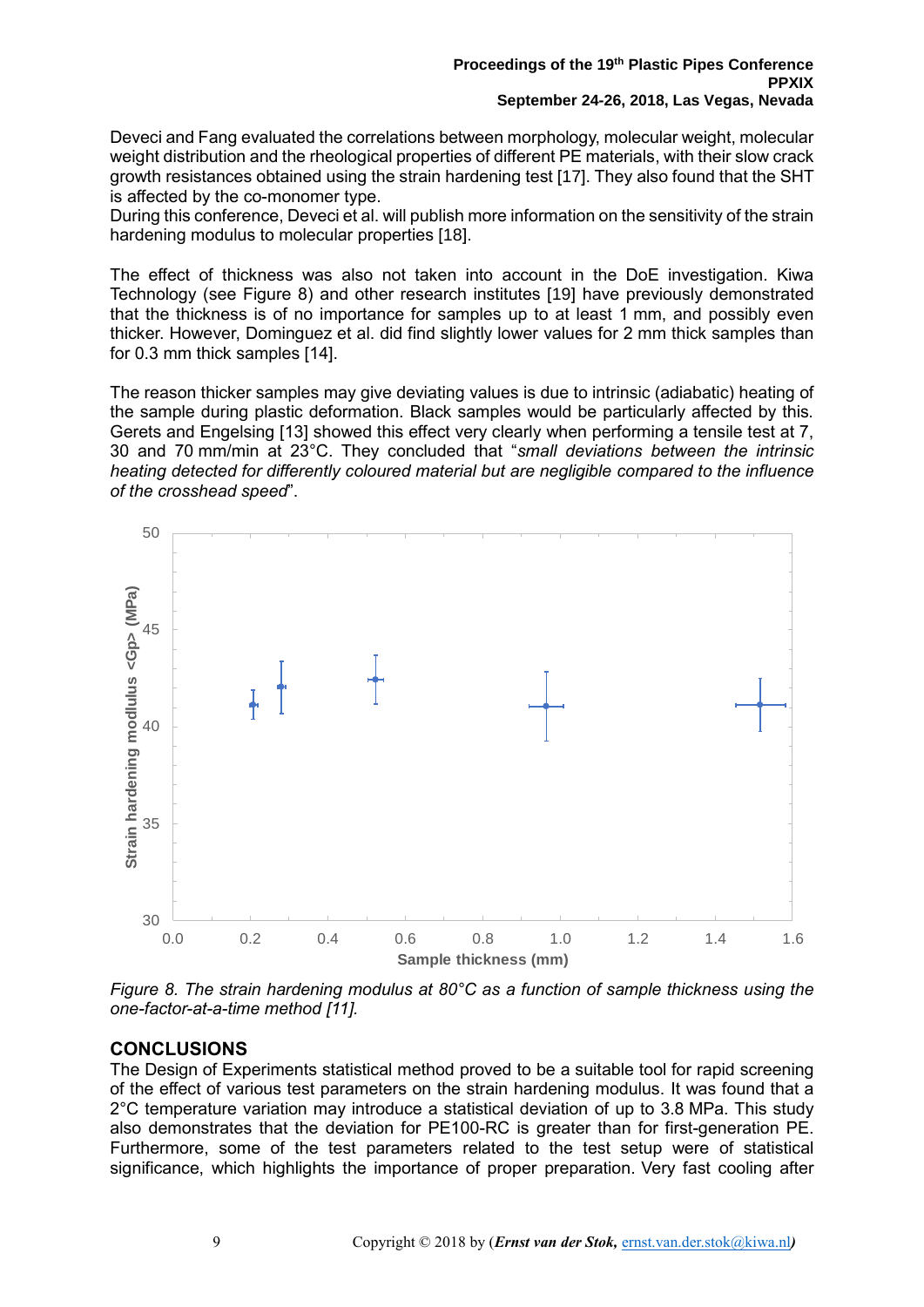Deveci and Fang evaluated the correlations between morphology, molecular weight, molecular weight distribution and the rheological properties of different PE materials, with their slow crack growth resistances obtained using the strain hardening test [17]. They also found that the SHT is affected by the co-monomer type.
During this conference, Deveci et al. will publish more information on the sensitivity of the strain hardening modulus to molecular properties [18].

The effect of thickness was also not taken into account in the DoE investigation. Kiwa Technology (see Figure 8) and other research institutes [19] have previously demonstrated that the thickness is of no importance for samples up to at least 1 mm, and possibly even thicker. However, Dominguez et al. did find slightly lower values for 2 mm thick samples than for 0.3 mm thick samples [14].

The reason thicker samples may give deviating values is due to intrinsic (adiabatic) heating of the sample during plastic deformation. Black samples would be particularly affected by this. Gerets and Engelsing [13] showed this effect very clearly when performing a tensile test at 7, 30 and 70 mm/min at 23°C. They concluded that "*small deviations between the intrinsic heating detected for differently coloured material but are negligible compared to the influence of the crosshead speed*".

*Figure 8. The strain hardening modulus at 80°C as a function of sample thickness using the one-factor-at-a-time method [11].*

## CONCLUSIONS

The Design of Experiments statistical method proved to be a suitable tool for rapid screening of the effect of various test parameters on the strain hardening modulus. It was found that a 2°C temperature variation may introduce a statistical deviation of up to 3.8 MPa. This study also demonstrates that the deviation for PE100-RC is greater than for first-generation PE. Furthermore, some of the test parameters related to the test setup were of statistical significance, which highlights the importance of proper preparation. Very fast cooling after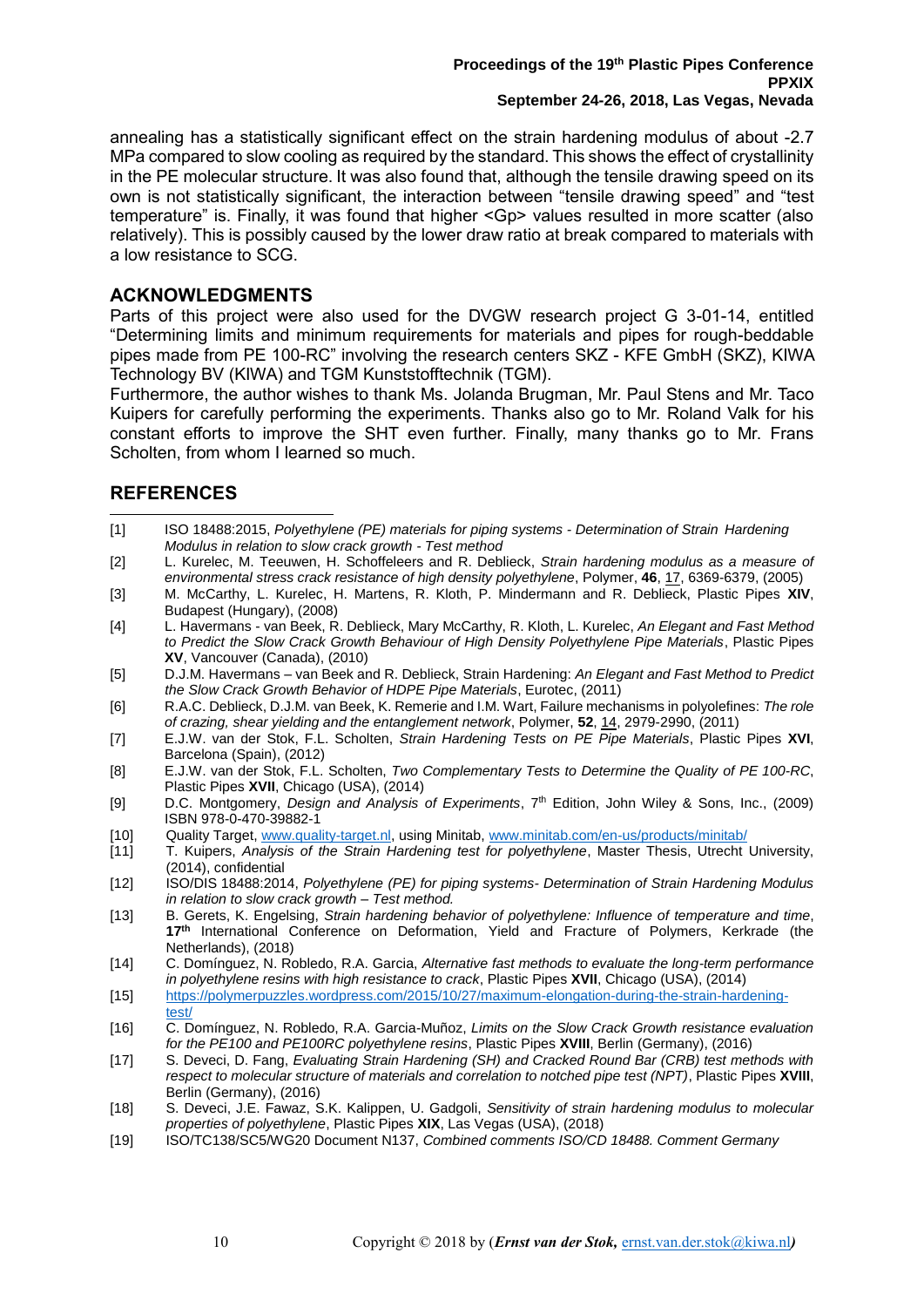annealing has a statistically significant effect on the strain hardening modulus of about -2.7 MPa compared to slow cooling as required by the standard. This shows the effect of crystallinity in the PE molecular structure. It was also found that, although the tensile drawing speed on its own is not statistically significant, the interaction between “tensile drawing speed” and “test temperature” is. Finally, it was found that higher <Gp> values resulted in more scatter (also relatively). This is possibly caused by the lower draw ratio at break compared to materials with a low resistance to SCG.

## ACKNOWLEDGMENTS

Parts of this project were also used for the DVGW research project G 3-01-14, entitled “Determining limits and minimum requirements for materials and pipes for rough-beddable pipes made from PE 100-RC” involving the research centers SKZ - KFE GmbH (SKZ), KIWA Technology BV (KIWA) and TGM Kunststofftechnik (TGM).

Furthermore, the author wishes to thank Ms. Jolanda Brugman, Mr. Paul Stens and Mr. Taco Kuipers for carefully performing the experiments. Thanks also go to Mr. Roland Valk for his constant efforts to improve the SHT even further. Finally, many thanks go to Mr. Frans Scholten, from whom I learned so much.

## REFERENCES

- [1] ISO 18488:2015, *Polyethylene (PE) materials for piping systems - Determination of Strain Hardening Modulus in relation to slow crack growth - Test method*
- [2] L. Kurelec, M. Teeuwen, H. Schoffeleers and R. Deblieck, *Strain hardening modulus as a measure of environmental stress crack resistance of high density polyethylene*, Polymer, **46**, 17, 6369-6379, (2005)
- [3] M. McCarthy, L. Kurelec, H. Martens, R. Kloth, P. Mindermann and R. Deblieck, Plastic Pipes **XIV**, Budapest (Hungary), (2008)
- [4] L. Havermans - van Beek, R. Deblieck, Mary McCarthy, R. Kloth, L. Kurelec, *An Elegant and Fast Method to Predict the Slow Crack Growth Behaviour of High Density Polyethylene Pipe Materials*, Plastic Pipes **XV**, Vancouver (Canada), (2010)
- [5] D.J.M. Havermans – van Beek and R. Deblieck, Strain Hardening: *An Elegant and Fast Method to Predict the Slow Crack Growth Behavior of HDPE Pipe Materials*, Eurotec, (2011)
- [6] R.A.C. Deblieck, D.J.M. van Beek, K. Remerie and I.M. Wart, Failure mechanisms in polyolefines: *The role of crazing, shear yielding and the entanglement network*, Polymer, **52**, 14, 2979-2990, (2011)
- [7] E.J.W. van der Stok, F.L. Scholten, *Strain Hardening Tests on PE Pipe Materials*, Plastic Pipes **XVI**, Barcelona (Spain), (2012)
- [8] E.J.W. van der Stok, F.L. Scholten, *Two Complementary Tests to Determine the Quality of PE 100-RC*, Plastic Pipes **XVII**, Chicago (USA), (2014)
- [9] D.C. Montgomery, *Design and Analysis of Experiments*, 7th Edition, John Wiley & Sons, Inc., (2009) ISBN 978-0-470-39882-1
- [10] Quality Target, www.quality-target.nl, using Minitab, www.minitab.com/en-us/products/minitab/
- [11] T. Kuipers, *Analysis of the Strain Hardening test for polyethylene*, Master Thesis, Utrecht University, (2014), confidential
- [12] ISO/DIS 18488:2014, *Polyethylene (PE) for piping systems- Determination of Strain Hardening Modulus in relation to slow crack growth – Test method.*
- [13] B. Gerets, K. Engelsing, *Strain hardening behavior of polyethylene: Influence of temperature and time*, **17th** International Conference on Deformation, Yield and Fracture of Polymers, Kerkrade (the Netherlands), (2018)
- [14] C. Domínguez, N. Robledo, R.A. Garcia, *Alternative fast methods to evaluate the long-term performance in polyethylene resins with high resistance to crack*, Plastic Pipes **XVII**, Chicago (USA), (2014)
- [15] https://polymerpuzzles.wordpress.com/2015/10/27/maximum-elongation-during-the-strain-hardening-test/
- [16] C. Domínguez, N. Robledo, R.A. Garcia-Muñoz, *Limits on the Slow Crack Growth resistance evaluation for the PE100 and PE100RC polyethylene resins*, Plastic Pipes **XVIII**, Berlin (Germany), (2016)
- [17] S. Deveci, D. Fang, *Evaluating Strain Hardening (SH) and Cracked Round Bar (CRB) test methods with respect to molecular structure of materials and correlation to notched pipe test (NPT)*, Plastic Pipes **XVIII**, Berlin (Germany), (2016)
- [18] S. Deveci, J.E. Fawaz, S.K. Kalippen, U. Gadgoli, *Sensitivity of strain hardening modulus to molecular properties of polyethylene*, Plastic Pipes **XIX**, Las Vegas (USA), (2018)
- [19] ISO/TC138/SC5/WG20 Document N137, *Combined comments ISO/CD 18488. Comment Germany*